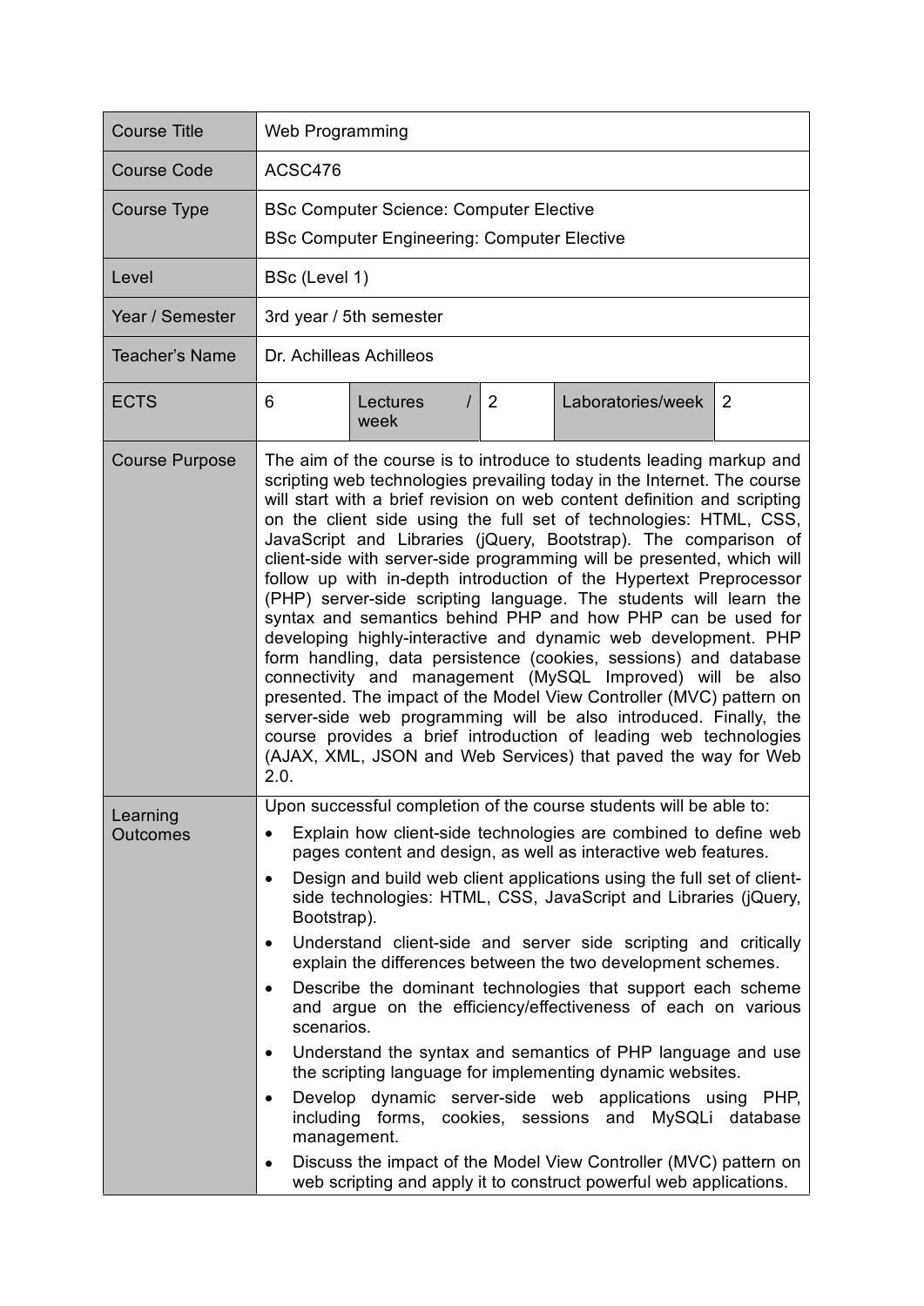| Course Title | Web Programming | | | | |
|---|---|---|---|---|---|
| Course Code | ACSC476 | | | | |
| Course Type | BSc Computer Science: Computer Elective<br>BSc Computer Engineering: Computer Elective | | | | |
| Level | BSc (Level 1) | | | | |
| Year / Semester | 3rd year / 5th semester | | | | |
| Teacher's Name | Dr. Achilleas Achilleos | | | | |
| ECTS | 6 | Lectures / week | 2 | Laboratories/week | 2 |
| Course Purpose | The aim of the course is to introduce to students leading markup and scripting web technologies prevailing today in the Internet. The course will start with a brief revision on web content definition and scripting on the client side using the full set of technologies: HTML, CSS, JavaScript and Libraries (jQuery, Bootstrap). The comparison of client-side with server-side programming will be presented, which will follow up with in-depth introduction of the Hypertext Preprocessor (PHP) server-side scripting language. The students will learn the syntax and semantics behind PHP and how PHP can be used for developing highly-interactive and dynamic web development. PHP form handling, data persistence (cookies, sessions) and database connectivity and management (MySQL Improved) will be also presented. The impact of the Model View Controller (MVC) pattern on server-side web programming will be also introduced. Finally, the course provides a brief introduction of leading web technologies (AJAX, XML, JSON and Web Services) that paved the way for Web 2.0. | | | | |
| Learning Outcomes | Upon successful completion of the course students will be able to:<br>• Explain how client-side technologies are combined to define web pages content and design, as well as interactive web features.<br>• Design and build web client applications using the full set of client-side technologies: HTML, CSS, JavaScript and Libraries (jQuery, Bootstrap).<br>• Understand client-side and server side scripting and critically explain the differences between the two development schemes.<br>• Describe the dominant technologies that support each scheme and argue on the efficiency/effectiveness of each on various scenarios.<br>• Understand the syntax and semantics of PHP language and use the scripting language for implementing dynamic websites.<br>• Develop dynamic server-side web applications using PHP, including forms, cookies, sessions and MySQLi database management.<br>• Discuss the impact of the Model View Controller (MVC) pattern on web scripting and apply it to construct powerful web applications. | | | | |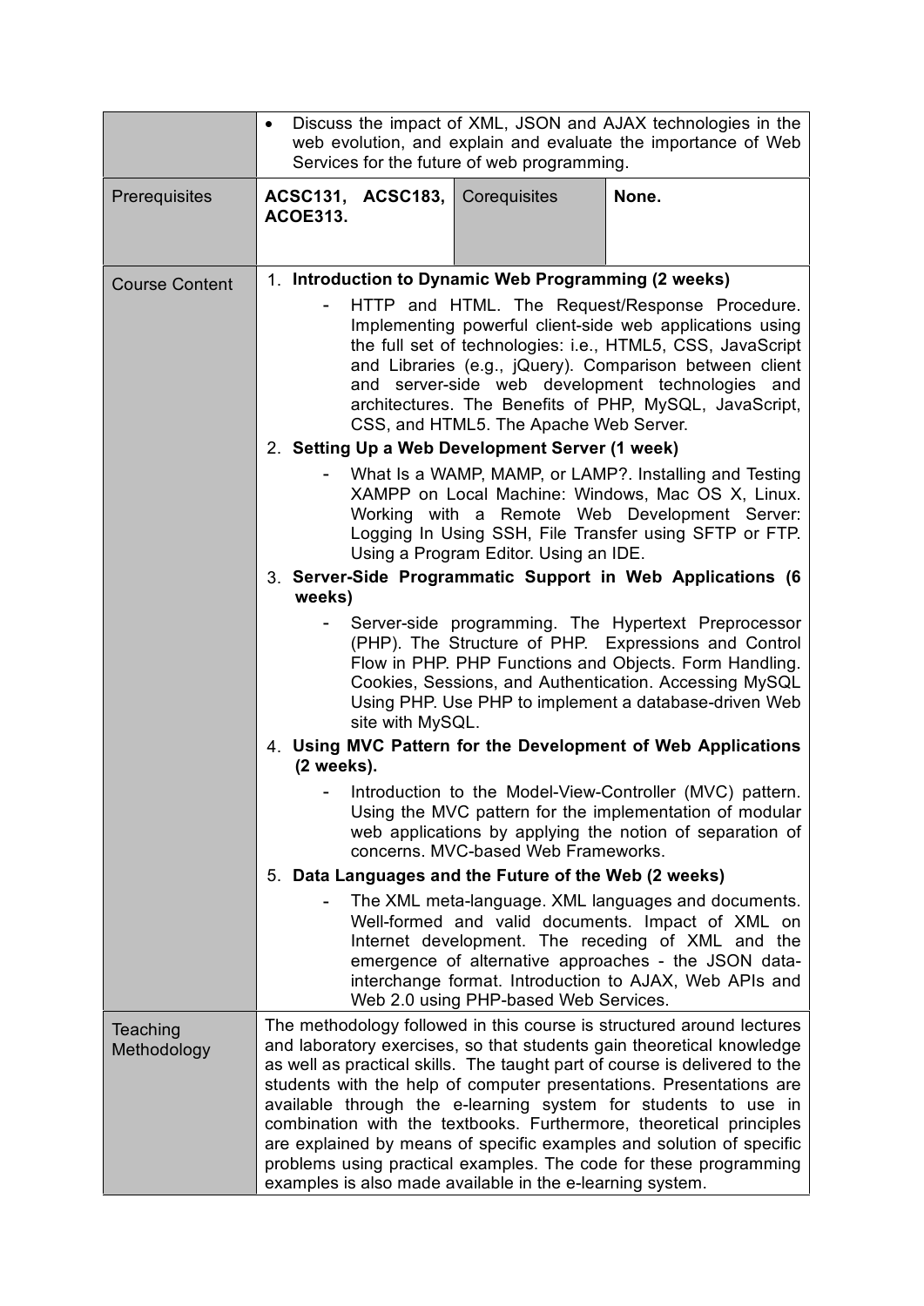|  |  |  |  |
|---|---|---|---|
|  | • Discuss the impact of XML, JSON and AJAX technologies in the web evolution, and explain and evaluate the importance of Web Services for the future of web programming. | | |
| Prerequisites | **ACSC131, ACSC183, ACOE313.** | Corequisites | **None.** |
| Course Content | 1. **Introduction to Dynamic Web Programming (2 weeks)**<br>- HTTP and HTML. The Request/Response Procedure. Implementing powerful client-side web applications using the full set of technologies: i.e., HTML5, CSS, JavaScript and Libraries (e.g., jQuery). Comparison between client and server-side web development technologies and architectures. The Benefits of PHP, MySQL, JavaScript, CSS, and HTML5. The Apache Web Server.<br>2. **Setting Up a Web Development Server (1 week)**<br>- What Is a WAMP, MAMP, or LAMP?. Installing and Testing XAMPP on Local Machine: Windows, Mac OS X, Linux. Working with a Remote Web Development Server: Logging In Using SSH, File Transfer using SFTP or FTP. Using a Program Editor. Using an IDE.<br>3. **Server-Side Programmatic Support in Web Applications (6 weeks)**<br>- Server-side programming. The Hypertext Preprocessor (PHP). The Structure of PHP. Expressions and Control Flow in PHP. PHP Functions and Objects. Form Handling. Cookies, Sessions, and Authentication. Accessing MySQL Using PHP. Use PHP to implement a database-driven Web site with MySQL.<br>4. **Using MVC Pattern for the Development of Web Applications (2 weeks).**<br>- Introduction to the Model-View-Controller (MVC) pattern. Using the MVC pattern for the implementation of modular web applications by applying the notion of separation of concerns. MVC-based Web Frameworks.<br>5. **Data Languages and the Future of the Web (2 weeks)**<br>- The XML meta-language. XML languages and documents. Well-formed and valid documents. Impact of XML on Internet development. The receding of XML and the emergence of alternative approaches - the JSON data-interchange format. Introduction to AJAX, Web APIs and Web 2.0 using PHP-based Web Services. | | |
| Teaching Methodology | The methodology followed in this course is structured around lectures and laboratory exercises, so that students gain theoretical knowledge as well as practical skills. The taught part of course is delivered to the students with the help of computer presentations. Presentations are available through the e-learning system for students to use in combination with the textbooks. Furthermore, theoretical principles are explained by means of specific examples and solution of specific problems using practical examples. The code for these programming examples is also made available in the e-learning system. | | |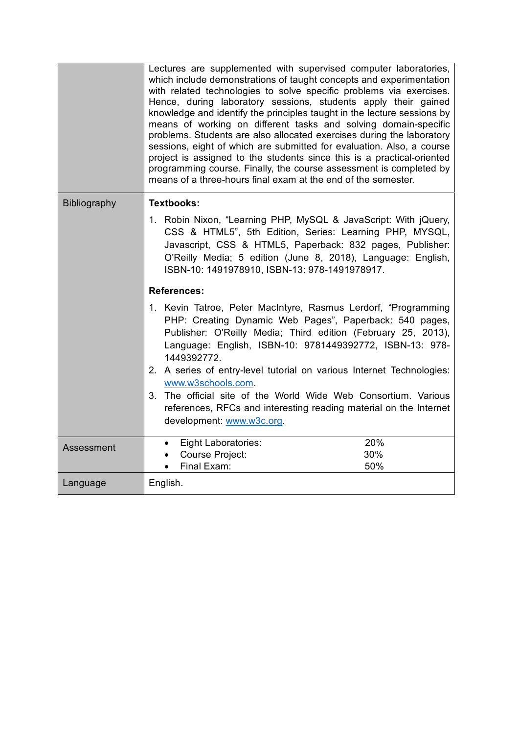| | |
|---|---|
| | Lectures are supplemented with supervised computer laboratories, which include demonstrations of taught concepts and experimentation with related technologies to solve specific problems via exercises. Hence, during laboratory sessions, students apply their gained knowledge and identify the principles taught in the lecture sessions by means of working on different tasks and solving domain-specific problems. Students are also allocated exercises during the laboratory sessions, eight of which are submitted for evaluation. Also, a course project is assigned to the students since this is a practical-oriented programming course. Finally, the course assessment is completed by means of a three-hours final exam at the end of the semester. |
| Bibliography | **Textbooks:**<br><br>1. Robin Nixon, "Learning PHP, MySQL & JavaScript: With jQuery, CSS & HTML5", 5th Edition, Series: Learning PHP, MYSQL, Javascript, CSS & HTML5, Paperback: 832 pages, Publisher: O'Reilly Media; 5 edition (June 8, 2018), Language: English, ISBN-10: 1491978910, ISBN-13: 978-1491978917.<br><br>**References:**<br><br>1. Kevin Tatroe, Peter MacIntyre, Rasmus Lerdorf, "Programming PHP: Creating Dynamic Web Pages", Paperback: 540 pages, Publisher: O'Reilly Media; Third edition (February 25, 2013), Language: English, ISBN-10: 9781449392772, ISBN-13: 978-1449392772.<br>2. A series of entry-level tutorial on various Internet Technologies: www.w3schools.com.<br>3. The official site of the World Wide Web Consortium. Various references, RFCs and interesting reading material on the Internet development: www.w3c.org. |
| Assessment | • Eight Laboratories: 20%<br>• Course Project: 30%<br>• Final Exam: 50% |
| Language | English. |